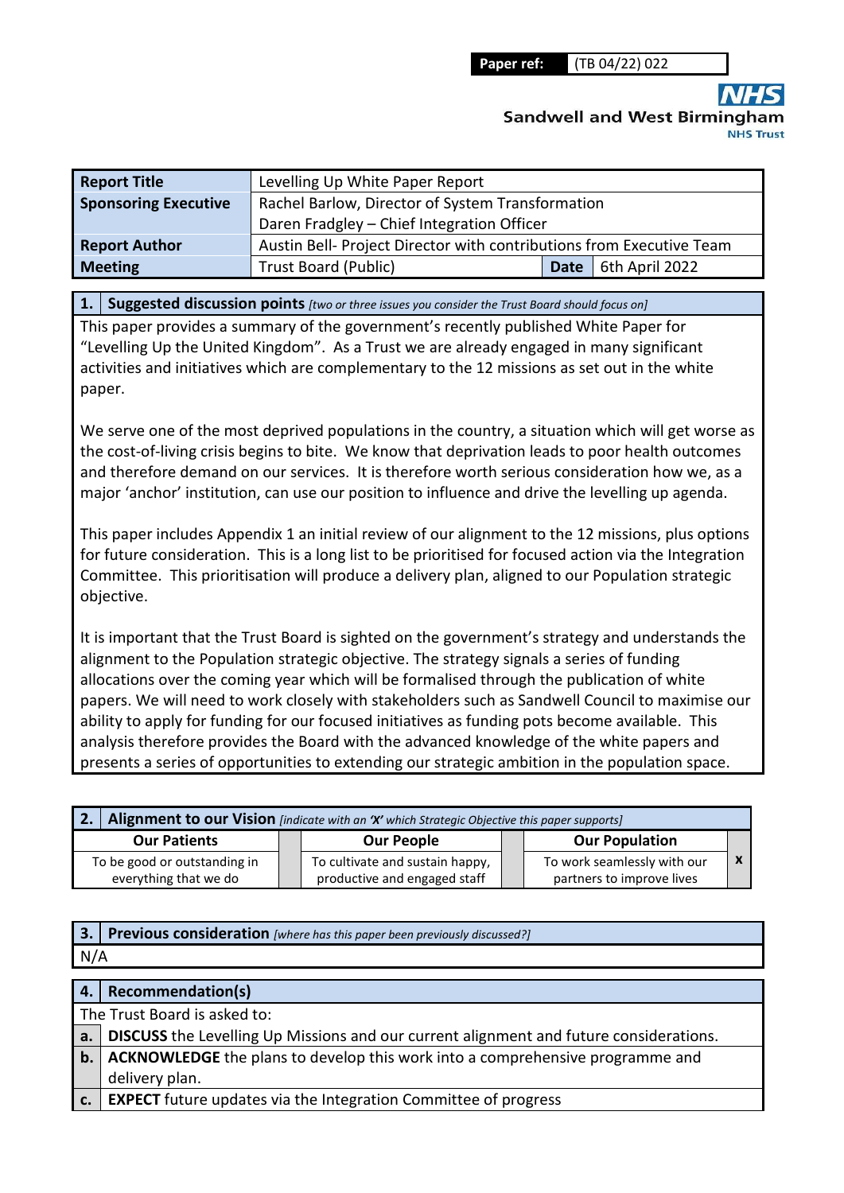| Paper ref: | (TB 04/22) 022 |
|---|---|

**Sandwell and West Birmingham NHS Trust**

| Report Title | Levelling Up White Paper Report | | |
|---|---|---|---|
| Sponsoring Executive | Rachel Barlow, Director of System Transformation<br>Daren Fradgley – Chief Integration Officer | | |
| Report Author | Austin Bell- Project Director with contributions from Executive Team | | |
| Meeting | Trust Board (Public) | Date | 6th April 2022 |

## 1. Suggested discussion points *[two or three issues you consider the Trust Board should focus on]*

This paper provides a summary of the government's recently published White Paper for "Levelling Up the United Kingdom". As a Trust we are already engaged in many significant activities and initiatives which are complementary to the 12 missions as set out in the white paper.

We serve one of the most deprived populations in the country, a situation which will get worse as the cost-of-living crisis begins to bite. We know that deprivation leads to poor health outcomes and therefore demand on our services. It is therefore worth serious consideration how we, as a major 'anchor' institution, can use our position to influence and drive the levelling up agenda.

This paper includes Appendix 1 an initial review of our alignment to the 12 missions, plus options for future consideration. This is a long list to be prioritised for focused action via the Integration Committee. This prioritisation will produce a delivery plan, aligned to our Population strategic objective.

It is important that the Trust Board is sighted on the government's strategy and understands the alignment to the Population strategic objective. The strategy signals a series of funding allocations over the coming year which will be formalised through the publication of white papers. We will need to work closely with stakeholders such as Sandwell Council to maximise our ability to apply for funding for our focused initiatives as funding pots become available. This analysis therefore provides the Board with the advanced knowledge of the white papers and presents a series of opportunities to extending our strategic ambition in the population space.

## 2. Alignment to our Vision *[indicate with an 'X' which Strategic Objective this paper supports]*

| Our Patients | | Our People | | Our Population | |
|---|---|---|---|---|---|
| To be good or outstanding in everything that we do | | To cultivate and sustain happy, productive and engaged staff | | To work seamlessly with our partners to improve lives | x |

## 3. Previous consideration *[where has this paper been previously discussed?]*

N/A

## 4. Recommendation(s)

The Trust Board is asked to:

| | |
|---|---|
| a. | **DISCUSS** the Levelling Up Missions and our current alignment and future considerations. |
| b. | **ACKNOWLEDGE** the plans to develop this work into a comprehensive programme and delivery plan. |
| c. | **EXPECT** future updates via the Integration Committee of progress |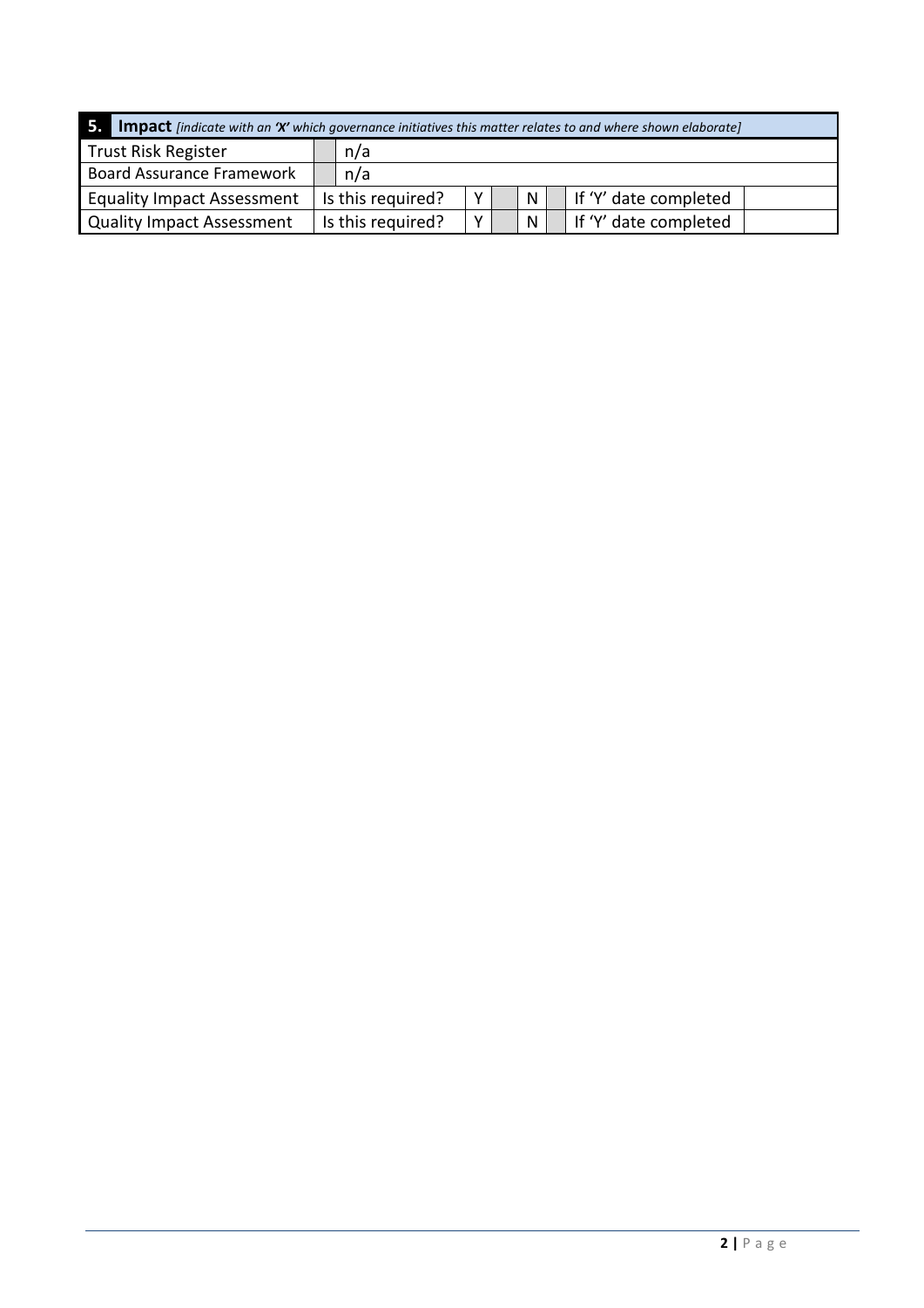| 5. | **Impact** *[indicate with an 'X' which governance initiatives this matter relates to and where shown elaborate]* | | | | | | | |
|---|---|---|---|---|---|---|---|---|
| Trust Risk Register | | n/a | | | | | | |
| Board Assurance Framework | | n/a | | | | | | |
| Equality Impact Assessment | Is this required? | Y | | N | | If 'Y' date completed | | |
| Quality Impact Assessment | Is this required? | Y | | N | | If 'Y' date completed | | |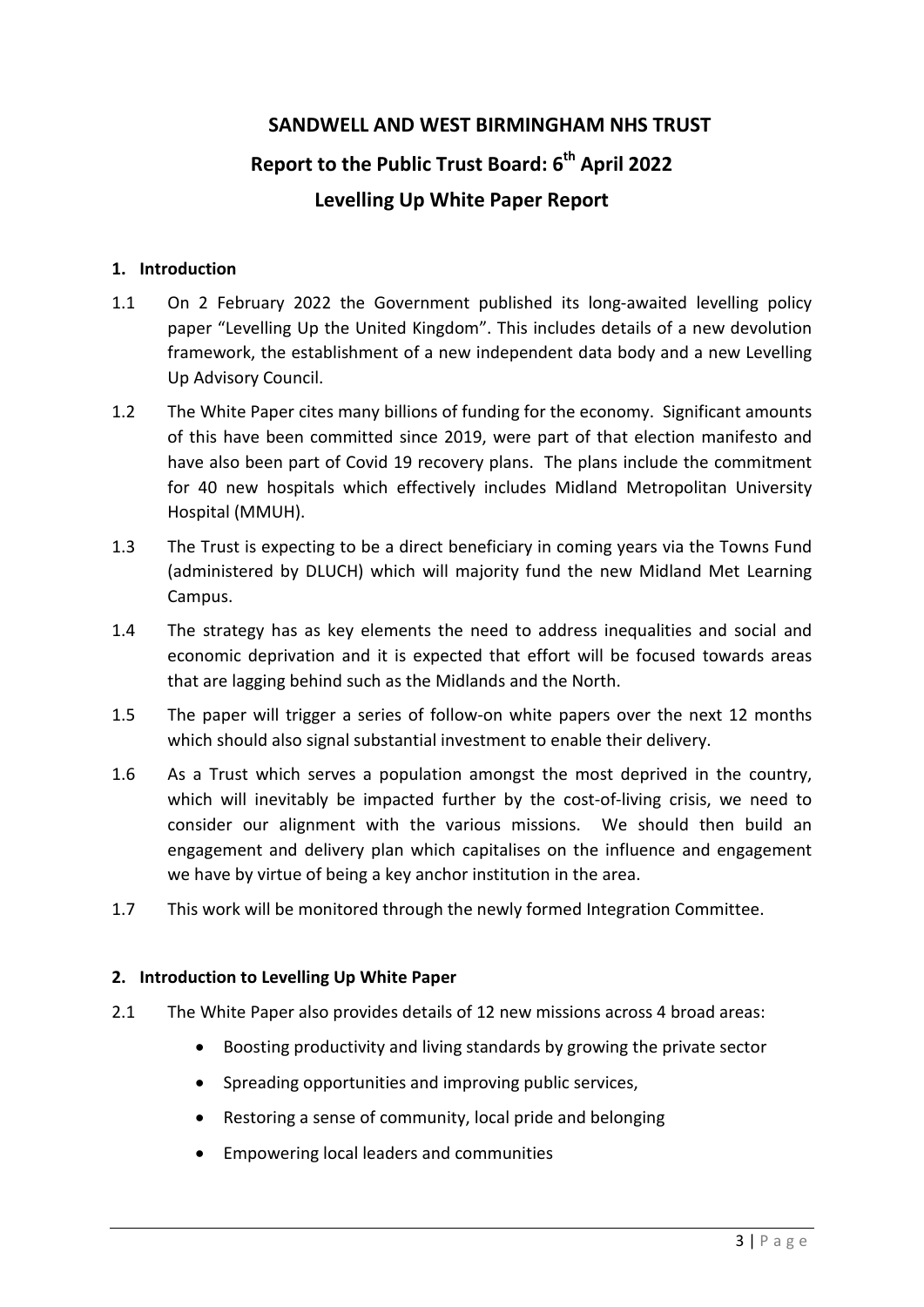# SANDWELL AND WEST BIRMINGHAM NHS TRUST

## Report to the Public Trust Board: 6th April 2022

## Levelling Up White Paper Report

### 1. Introduction

1.1 On 2 February 2022 the Government published its long-awaited levelling policy paper "Levelling Up the United Kingdom". This includes details of a new devolution framework, the establishment of a new independent data body and a new Levelling Up Advisory Council.

1.2 The White Paper cites many billions of funding for the economy. Significant amounts of this have been committed since 2019, were part of that election manifesto and have also been part of Covid 19 recovery plans. The plans include the commitment for 40 new hospitals which effectively includes Midland Metropolitan University Hospital (MMUH).

1.3 The Trust is expecting to be a direct beneficiary in coming years via the Towns Fund (administered by DLUCH) which will majority fund the new Midland Met Learning Campus.

1.4 The strategy has as key elements the need to address inequalities and social and economic deprivation and it is expected that effort will be focused towards areas that are lagging behind such as the Midlands and the North.

1.5 The paper will trigger a series of follow-on white papers over the next 12 months which should also signal substantial investment to enable their delivery.

1.6 As a Trust which serves a population amongst the most deprived in the country, which will inevitably be impacted further by the cost-of-living crisis, we need to consider our alignment with the various missions. We should then build an engagement and delivery plan which capitalises on the influence and engagement we have by virtue of being a key anchor institution in the area.

1.7 This work will be monitored through the newly formed Integration Committee.

### 2. Introduction to Levelling Up White Paper

2.1 The White Paper also provides details of 12 new missions across 4 broad areas:

- Boosting productivity and living standards by growing the private sector
- Spreading opportunities and improving public services,
- Restoring a sense of community, local pride and belonging
- Empowering local leaders and communities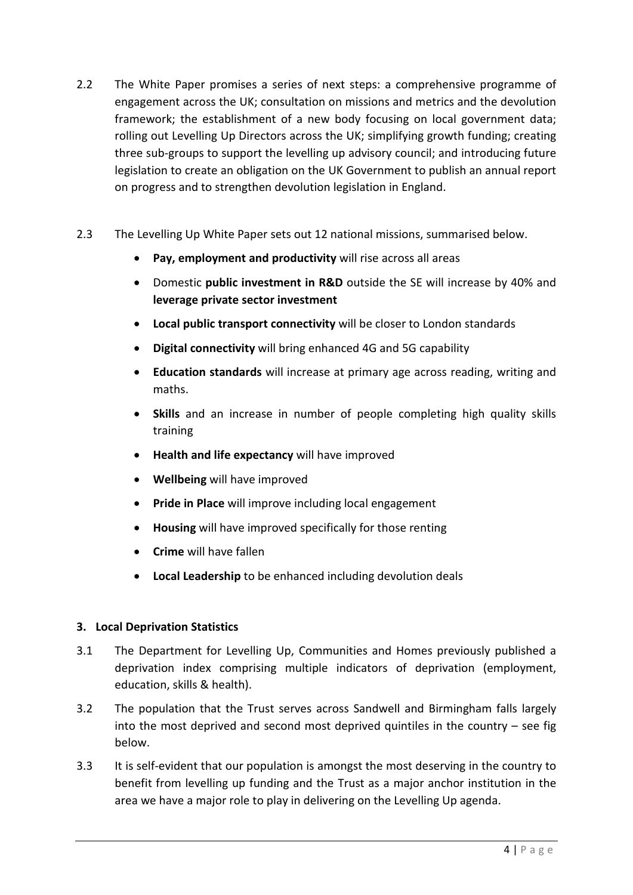2.2 The White Paper promises a series of next steps: a comprehensive programme of engagement across the UK; consultation on missions and metrics and the devolution framework; the establishment of a new body focusing on local government data; rolling out Levelling Up Directors across the UK; simplifying growth funding; creating three sub-groups to support the levelling up advisory council; and introducing future legislation to create an obligation on the UK Government to publish an annual report on progress and to strengthen devolution legislation in England.

2.3 The Levelling Up White Paper sets out 12 national missions, summarised below.

- **Pay, employment and productivity** will rise across all areas
- Domestic **public investment in R&D** outside the SE will increase by 40% and **leverage private sector investment**
- **Local public transport connectivity** will be closer to London standards
- **Digital connectivity** will bring enhanced 4G and 5G capability
- **Education standards** will increase at primary age across reading, writing and maths.
- **Skills** and an increase in number of people completing high quality skills training
- **Health and life expectancy** will have improved
- **Wellbeing** will have improved
- **Pride in Place** will improve including local engagement
- **Housing** will have improved specifically for those renting
- **Crime** will have fallen
- **Local Leadership** to be enhanced including devolution deals

## 3. Local Deprivation Statistics

3.1 The Department for Levelling Up, Communities and Homes previously published a deprivation index comprising multiple indicators of deprivation (employment, education, skills & health).

3.2 The population that the Trust serves across Sandwell and Birmingham falls largely into the most deprived and second most deprived quintiles in the country – see fig below.

3.3 It is self-evident that our population is amongst the most deserving in the country to benefit from levelling up funding and the Trust as a major anchor institution in the area we have a major role to play in delivering on the Levelling Up agenda.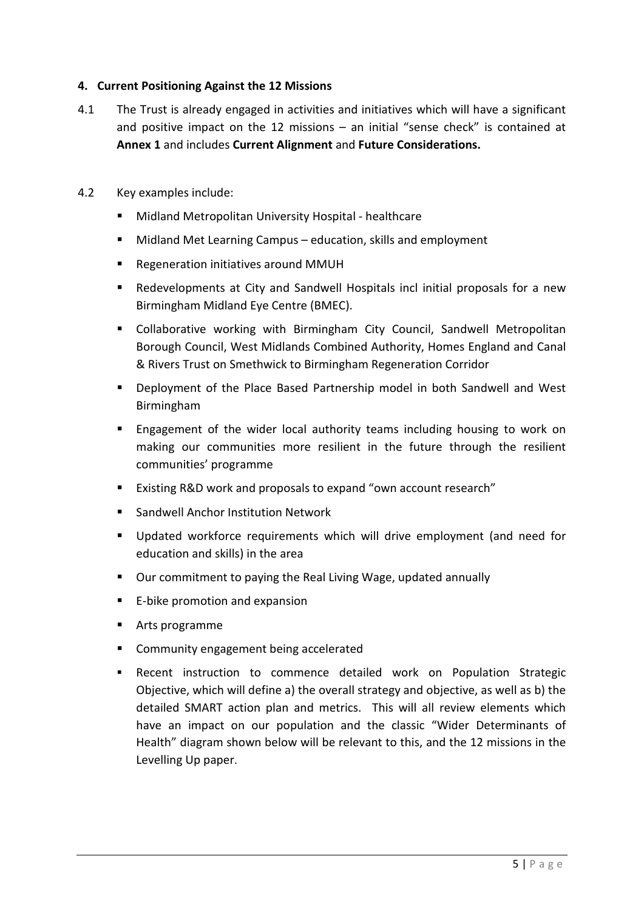## 4. Current Positioning Against the 12 Missions

4.1 The Trust is already engaged in activities and initiatives which will have a significant and positive impact on the 12 missions – an initial "sense check" is contained at **Annex 1** and includes **Current Alignment** and **Future Considerations.**

4.2 Key examples include:

- Midland Metropolitan University Hospital - healthcare
- Midland Met Learning Campus – education, skills and employment
- Regeneration initiatives around MMUH
- Redevelopments at City and Sandwell Hospitals incl initial proposals for a new Birmingham Midland Eye Centre (BMEC).
- Collaborative working with Birmingham City Council, Sandwell Metropolitan Borough Council, West Midlands Combined Authority, Homes England and Canal & Rivers Trust on Smethwick to Birmingham Regeneration Corridor
- Deployment of the Place Based Partnership model in both Sandwell and West Birmingham
- Engagement of the wider local authority teams including housing to work on making our communities more resilient in the future through the resilient communities' programme
- Existing R&D work and proposals to expand "own account research"
- Sandwell Anchor Institution Network
- Updated workforce requirements which will drive employment (and need for education and skills) in the area
- Our commitment to paying the Real Living Wage, updated annually
- E-bike promotion and expansion
- Arts programme
- Community engagement being accelerated
- Recent instruction to commence detailed work on Population Strategic Objective, which will define a) the overall strategy and objective, as well as b) the detailed SMART action plan and metrics. This will all review elements which have an impact on our population and the classic "Wider Determinants of Health" diagram shown below will be relevant to this, and the 12 missions in the Levelling Up paper.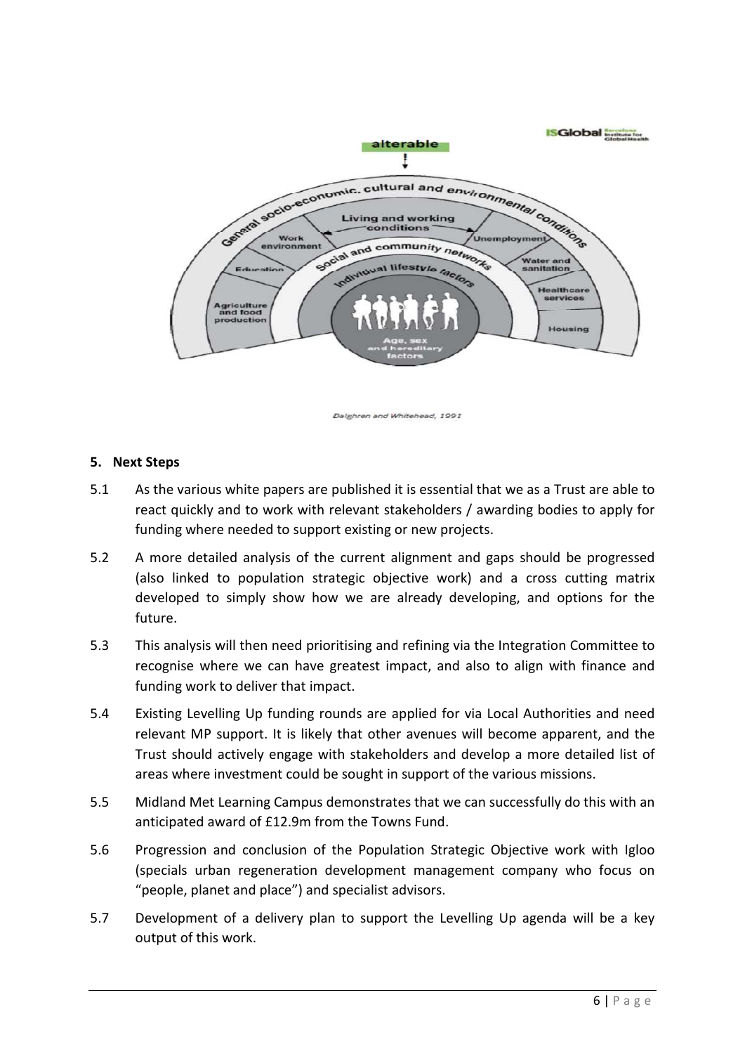Dalghren and Whitehead, 1991

## 5. Next Steps

5.1 As the various white papers are published it is essential that we as a Trust are able to react quickly and to work with relevant stakeholders / awarding bodies to apply for funding where needed to support existing or new projects.

5.2 A more detailed analysis of the current alignment and gaps should be progressed (also linked to population strategic objective work) and a cross cutting matrix developed to simply show how we are already developing, and options for the future.

5.3 This analysis will then need prioritising and refining via the Integration Committee to recognise where we can have greatest impact, and also to align with finance and funding work to deliver that impact.

5.4 Existing Levelling Up funding rounds are applied for via Local Authorities and need relevant MP support. It is likely that other avenues will become apparent, and the Trust should actively engage with stakeholders and develop a more detailed list of areas where investment could be sought in support of the various missions.

5.5 Midland Met Learning Campus demonstrates that we can successfully do this with an anticipated award of £12.9m from the Towns Fund.

5.6 Progression and conclusion of the Population Strategic Objective work with Igloo (specials urban regeneration development management company who focus on "people, planet and place") and specialist advisors.

5.7 Development of a delivery plan to support the Levelling Up agenda will be a key output of this work.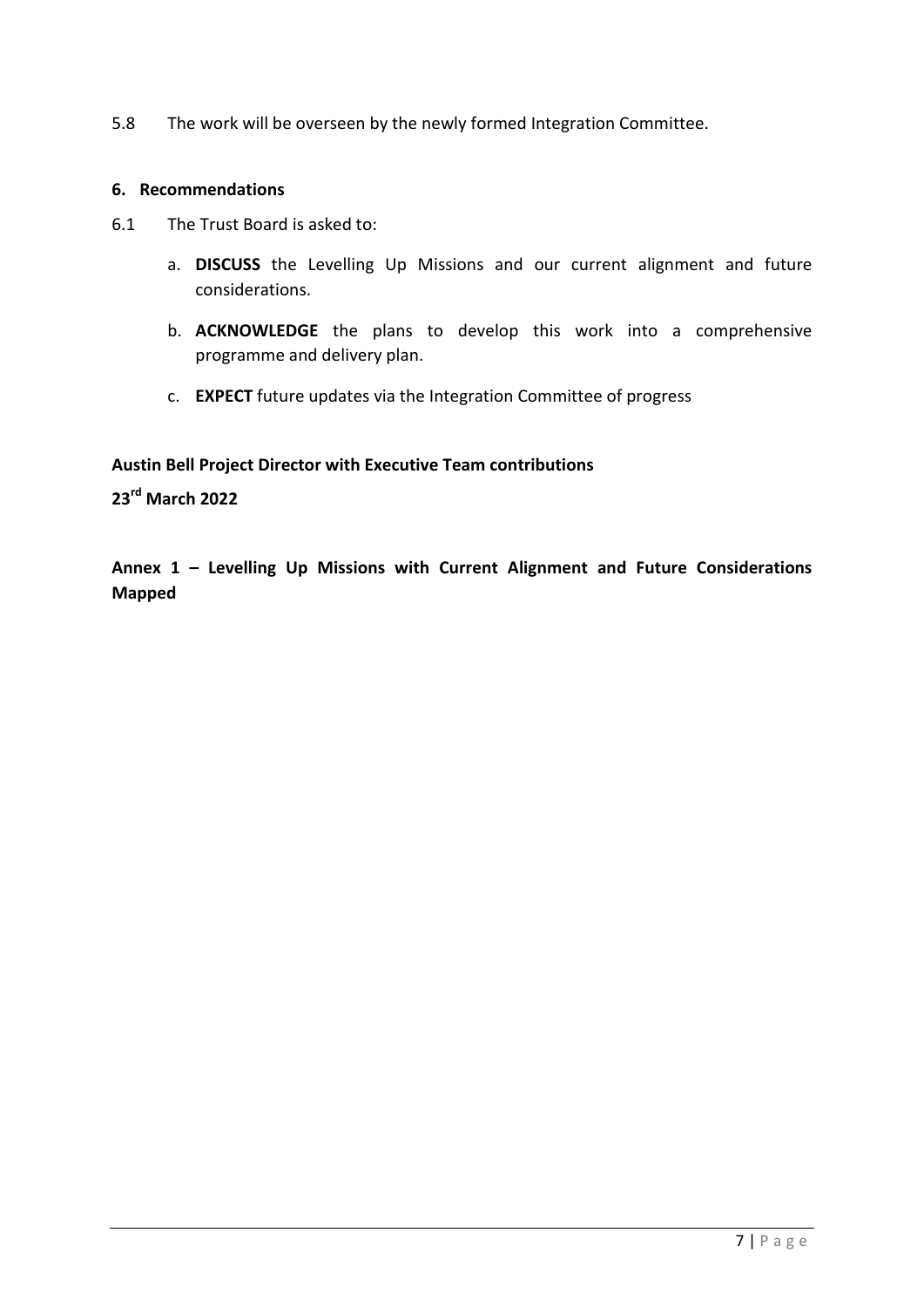5.8 The work will be overseen by the newly formed Integration Committee.

## 6. Recommendations

6.1 The Trust Board is asked to:

a. **DISCUSS** the Levelling Up Missions and our current alignment and future considerations.

b. **ACKNOWLEDGE** the plans to develop this work into a comprehensive programme and delivery plan.

c. **EXPECT** future updates via the Integration Committee of progress

**Austin Bell Project Director with Executive Team contributions**

**23rd March 2022**

**Annex 1 – Levelling Up Missions with Current Alignment and Future Considerations Mapped**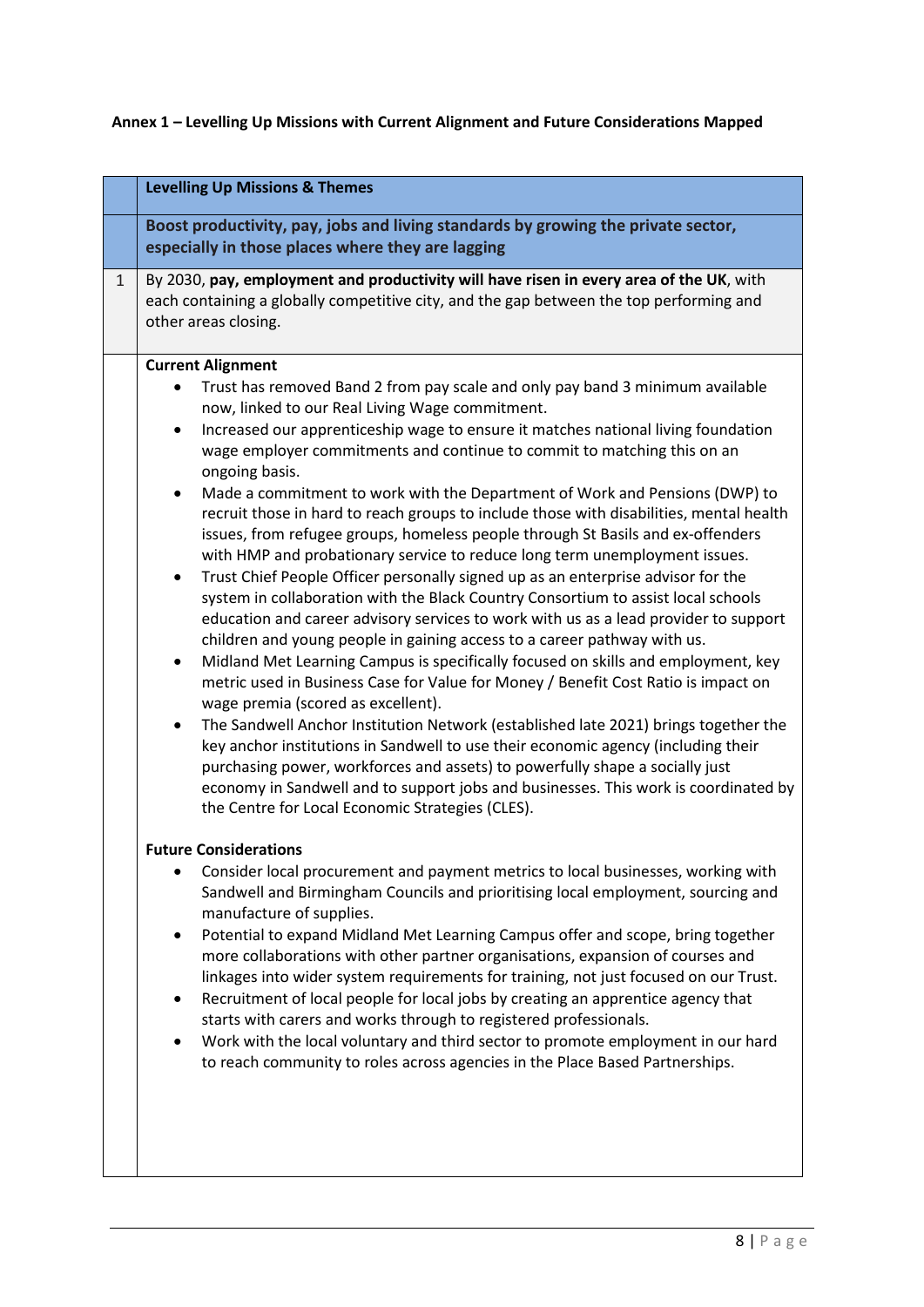**Annex 1 – Levelling Up Missions with Current Alignment and Future Considerations Mapped**

| | Levelling Up Missions & Themes |
|---|---|
| | **Boost productivity, pay, jobs and living standards by growing the private sector, especially in those places where they are lagging** |
| 1 | By 2030, **pay, employment and productivity will have risen in every area of the UK**, with each containing a globally competitive city, and the gap between the top performing and other areas closing. |
| | **Current Alignment**<br>• Trust has removed Band 2 from pay scale and only pay band 3 minimum available now, linked to our Real Living Wage commitment.<br>• Increased our apprenticeship wage to ensure it matches national living foundation wage employer commitments and continue to commit to matching this on an ongoing basis.<br>• Made a commitment to work with the Department of Work and Pensions (DWP) to recruit those in hard to reach groups to include those with disabilities, mental health issues, from refugee groups, homeless people through St Basils and ex-offenders with HMP and probationary service to reduce long term unemployment issues.<br>• Trust Chief People Officer personally signed up as an enterprise advisor for the system in collaboration with the Black Country Consortium to assist local schools education and career advisory services to work with us as a lead provider to support children and young people in gaining access to a career pathway with us.<br>• Midland Met Learning Campus is specifically focused on skills and employment, key metric used in Business Case for Value for Money / Benefit Cost Ratio is impact on wage premia (scored as excellent).<br>• The Sandwell Anchor Institution Network (established late 2021) brings together the key anchor institutions in Sandwell to use their economic agency (including their purchasing power, workforces and assets) to powerfully shape a socially just economy in Sandwell and to support jobs and businesses. This work is coordinated by the Centre for Local Economic Strategies (CLES).<br><br>**Future Considerations**<br>• Consider local procurement and payment metrics to local businesses, working with Sandwell and Birmingham Councils and prioritising local employment, sourcing and manufacture of supplies.<br>• Potential to expand Midland Met Learning Campus offer and scope, bring together more collaborations with other partner organisations, expansion of courses and linkages into wider system requirements for training, not just focused on our Trust.<br>• Recruitment of local people for local jobs by creating an apprentice agency that starts with carers and works through to registered professionals.<br>• Work with the local voluntary and third sector to promote employment in our hard to reach community to roles across agencies in the Place Based Partnerships. |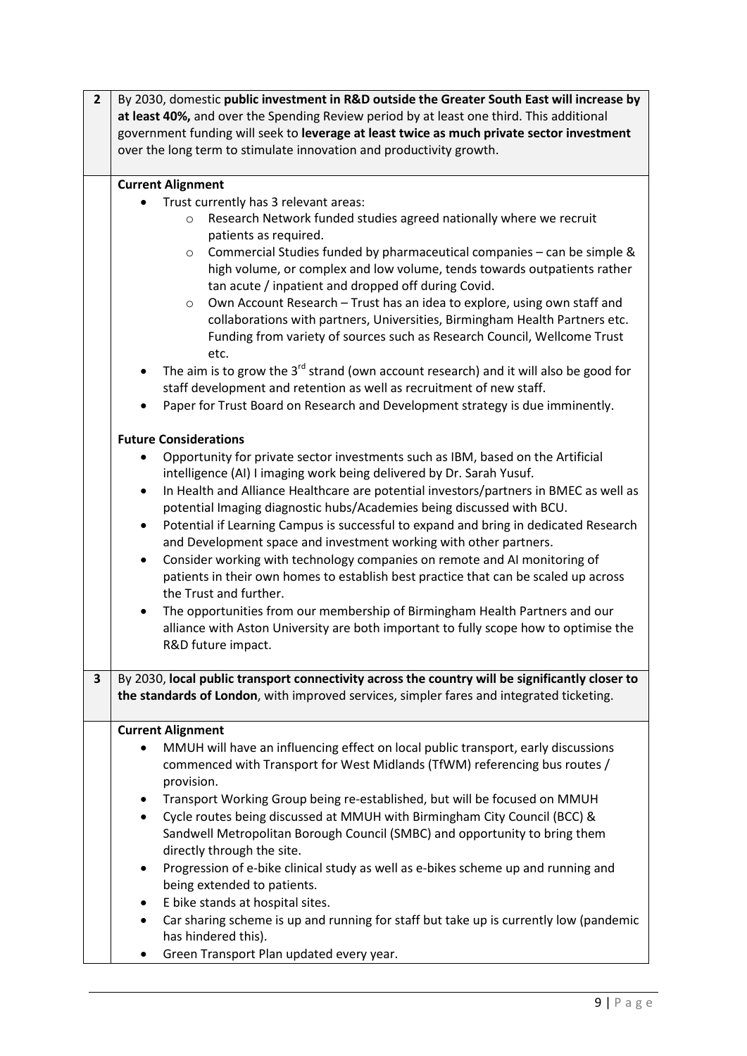| | |
|---|---|
| **2** | By 2030, domestic **public investment in R&D outside the Greater South East will increase by at least 40%,** and over the Spending Review period by at least one third. This additional government funding will seek to **leverage at least twice as much private sector investment** over the long term to stimulate innovation and productivity growth. |
| | **Current Alignment**<br>• Trust currently has 3 relevant areas:<br>&nbsp;&nbsp;&nbsp;&nbsp;o Research Network funded studies agreed nationally where we recruit patients as required.<br>&nbsp;&nbsp;&nbsp;&nbsp;o Commercial Studies funded by pharmaceutical companies – can be simple & high volume, or complex and low volume, tends towards outpatients rather tan acute / inpatient and dropped off during Covid.<br>&nbsp;&nbsp;&nbsp;&nbsp;o Own Account Research – Trust has an idea to explore, using own staff and collaborations with partners, Universities, Birmingham Health Partners etc. Funding from variety of sources such as Research Council, Wellcome Trust etc.<br>• The aim is to grow the 3rd strand (own account research) and it will also be good for staff development and retention as well as recruitment of new staff.<br>• Paper for Trust Board on Research and Development strategy is due imminently.<br><br>**Future Considerations**<br>• Opportunity for private sector investments such as IBM, based on the Artificial intelligence (AI) I imaging work being delivered by Dr. Sarah Yusuf.<br>• In Health and Alliance Healthcare are potential investors/partners in BMEC as well as potential Imaging diagnostic hubs/Academies being discussed with BCU.<br>• Potential if Learning Campus is successful to expand and bring in dedicated Research and Development space and investment working with other partners.<br>• Consider working with technology companies on remote and AI monitoring of patients in their own homes to establish best practice that can be scaled up across the Trust and further.<br>• The opportunities from our membership of Birmingham Health Partners and our alliance with Aston University are both important to fully scope how to optimise the R&D future impact. |
| **3** | By 2030, **local public transport connectivity across the country will be significantly closer to the standards of London**, with improved services, simpler fares and integrated ticketing. |
| | **Current Alignment**<br>• MMUH will have an influencing effect on local public transport, early discussions commenced with Transport for West Midlands (TfWM) referencing bus routes / provision.<br>• Transport Working Group being re-established, but will be focused on MMUH<br>• Cycle routes being discussed at MMUH with Birmingham City Council (BCC) & Sandwell Metropolitan Borough Council (SMBC) and opportunity to bring them directly through the site.<br>• Progression of e-bike clinical study as well as e-bikes scheme up and running and being extended to patients.<br>• E bike stands at hospital sites.<br>• Car sharing scheme is up and running for staff but take up is currently low (pandemic has hindered this).<br>• Green Transport Plan updated every year. |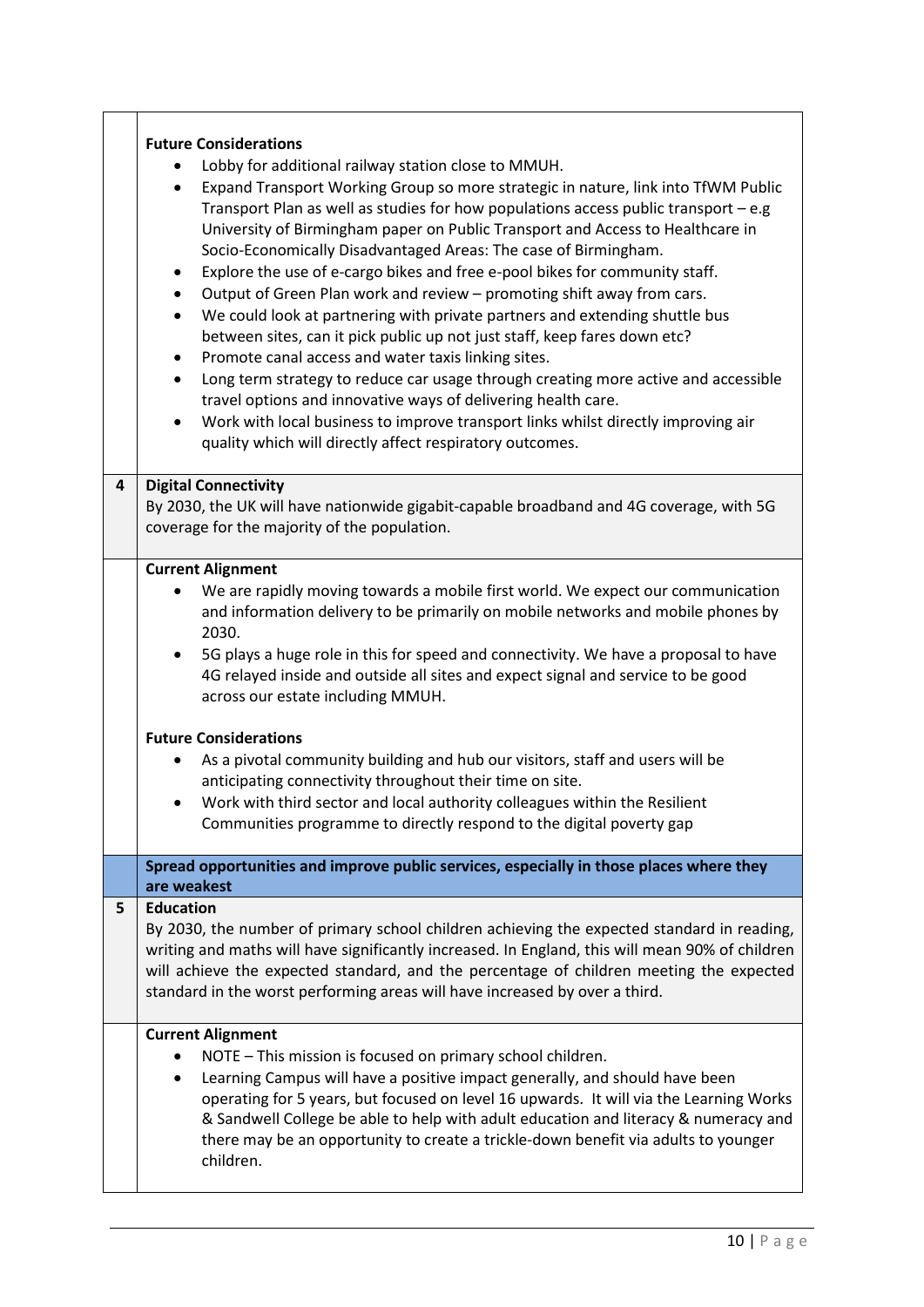**Future Considerations**

- Lobby for additional railway station close to MMUH.
- Expand Transport Working Group so more strategic in nature, link into TfWM Public Transport Plan as well as studies for how populations access public transport – e.g University of Birmingham paper on Public Transport and Access to Healthcare in Socio-Economically Disadvantaged Areas: The case of Birmingham.
- Explore the use of e-cargo bikes and free e-pool bikes for community staff.
- Output of Green Plan work and review – promoting shift away from cars.
- We could look at partnering with private partners and extending shuttle bus between sites, can it pick public up not just staff, keep fares down etc?
- Promote canal access and water taxis linking sites.
- Long term strategy to reduce car usage through creating more active and accessible travel options and innovative ways of delivering health care.
- Work with local business to improve transport links whilst directly improving air quality which will directly affect respiratory outcomes.

**4 Digital Connectivity**

By 2030, the UK will have nationwide gigabit-capable broadband and 4G coverage, with 5G coverage for the majority of the population.

**Current Alignment**

- We are rapidly moving towards a mobile first world. We expect our communication and information delivery to be primarily on mobile networks and mobile phones by 2030.
- 5G plays a huge role in this for speed and connectivity. We have a proposal to have 4G relayed inside and outside all sites and expect signal and service to be good across our estate including MMUH.

**Future Considerations**

- As a pivotal community building and hub our visitors, staff and users will be anticipating connectivity throughout their time on site.
- Work with third sector and local authority colleagues within the Resilient Communities programme to directly respond to the digital poverty gap

**Spread opportunities and improve public services, especially in those places where they are weakest**

**5 Education**

By 2030, the number of primary school children achieving the expected standard in reading, writing and maths will have significantly increased. In England, this will mean 90% of children will achieve the expected standard, and the percentage of children meeting the expected standard in the worst performing areas will have increased by over a third.

**Current Alignment**

- NOTE – This mission is focused on primary school children.
- Learning Campus will have a positive impact generally, and should have been operating for 5 years, but focused on level 16 upwards. It will via the Learning Works & Sandwell College be able to help with adult education and literacy & numeracy and there may be an opportunity to create a trickle-down benefit via adults to younger children.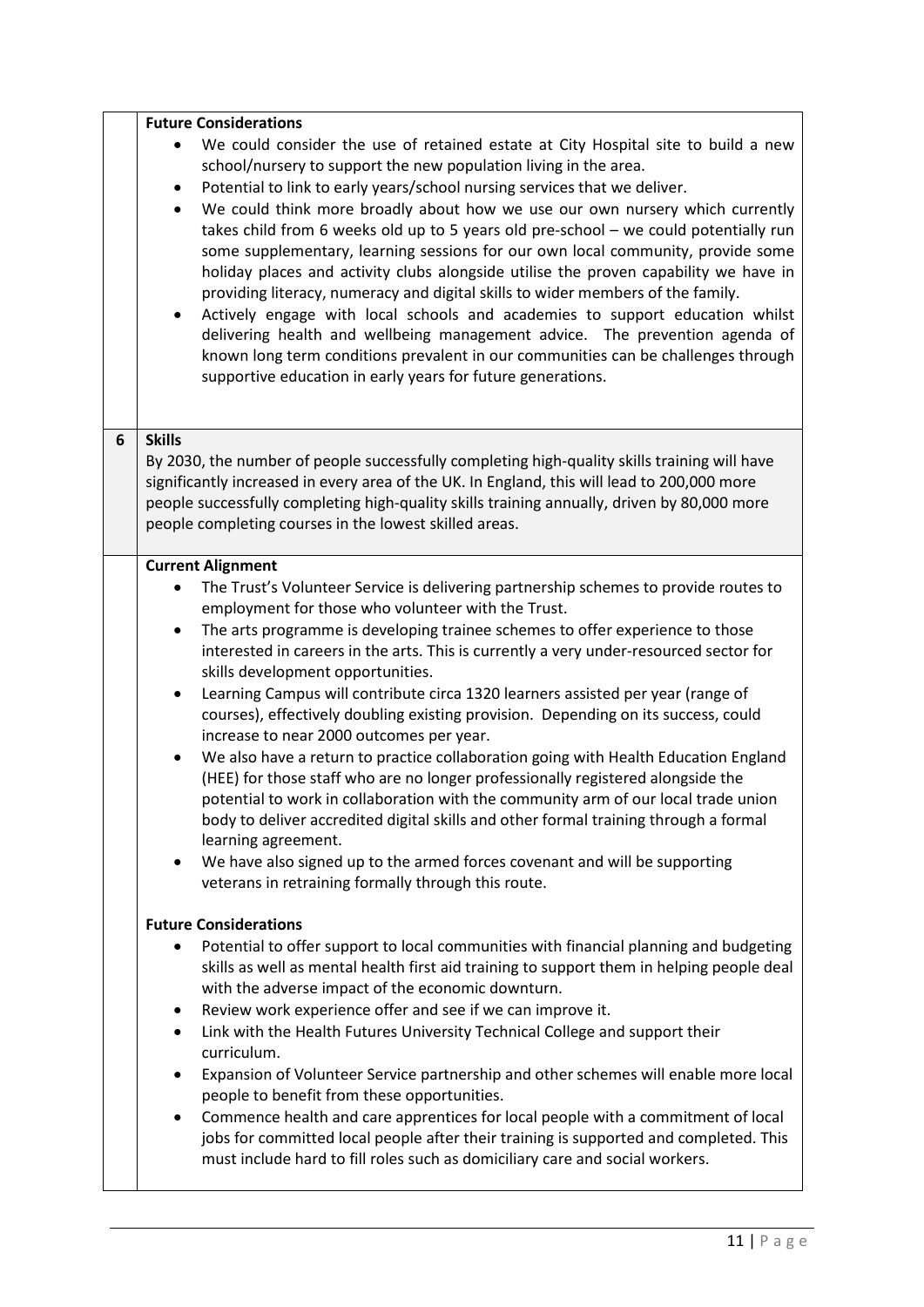**Future Considerations**

- We could consider the use of retained estate at City Hospital site to build a new school/nursery to support the new population living in the area.
- Potential to link to early years/school nursing services that we deliver.
- We could think more broadly about how we use our own nursery which currently takes child from 6 weeks old up to 5 years old pre-school – we could potentially run some supplementary, learning sessions for our own local community, provide some holiday places and activity clubs alongside utilise the proven capability we have in providing literacy, numeracy and digital skills to wider members of the family.
- Actively engage with local schools and academies to support education whilst delivering health and wellbeing management advice. The prevention agenda of known long term conditions prevalent in our communities can be challenges through supportive education in early years for future generations.

| 6 | **Skills**<br>By 2030, the number of people successfully completing high-quality skills training will have significantly increased in every area of the UK. In England, this will lead to 200,000 more people successfully completing high-quality skills training annually, driven by 80,000 more people completing courses in the lowest skilled areas. |
|---|---|

**Current Alignment**

- The Trust's Volunteer Service is delivering partnership schemes to provide routes to employment for those who volunteer with the Trust.
- The arts programme is developing trainee schemes to offer experience to those interested in careers in the arts. This is currently a very under-resourced sector for skills development opportunities.
- Learning Campus will contribute circa 1320 learners assisted per year (range of courses), effectively doubling existing provision. Depending on its success, could increase to near 2000 outcomes per year.
- We also have a return to practice collaboration going with Health Education England (HEE) for those staff who are no longer professionally registered alongside the potential to work in collaboration with the community arm of our local trade union body to deliver accredited digital skills and other formal training through a formal learning agreement.
- We have also signed up to the armed forces covenant and will be supporting veterans in retraining formally through this route.

**Future Considerations**

- Potential to offer support to local communities with financial planning and budgeting skills as well as mental health first aid training to support them in helping people deal with the adverse impact of the economic downturn.
- Review work experience offer and see if we can improve it.
- Link with the Health Futures University Technical College and support their curriculum.
- Expansion of Volunteer Service partnership and other schemes will enable more local people to benefit from these opportunities.
- Commence health and care apprentices for local people with a commitment of local jobs for committed local people after their training is supported and completed. This must include hard to fill roles such as domiciliary care and social workers.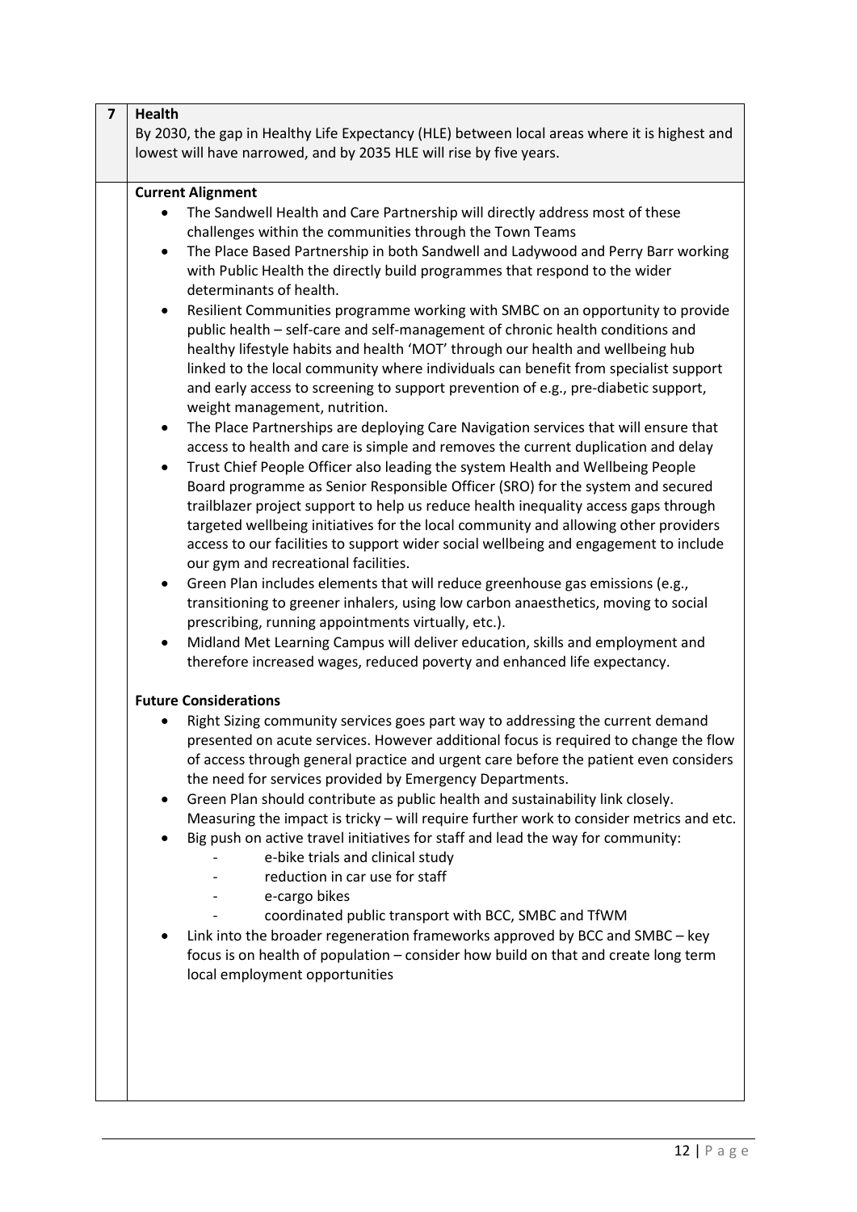**7 Health**

By 2030, the gap in Healthy Life Expectancy (HLE) between local areas where it is highest and lowest will have narrowed, and by 2035 HLE will rise by five years.

**Current Alignment**

- The Sandwell Health and Care Partnership will directly address most of these challenges within the communities through the Town Teams
- The Place Based Partnership in both Sandwell and Ladywood and Perry Barr working with Public Health the directly build programmes that respond to the wider determinants of health.
- Resilient Communities programme working with SMBC on an opportunity to provide public health – self-care and self-management of chronic health conditions and healthy lifestyle habits and health 'MOT' through our health and wellbeing hub linked to the local community where individuals can benefit from specialist support and early access to screening to support prevention of e.g., pre-diabetic support, weight management, nutrition.
- The Place Partnerships are deploying Care Navigation services that will ensure that access to health and care is simple and removes the current duplication and delay
- Trust Chief People Officer also leading the system Health and Wellbeing People Board programme as Senior Responsible Officer (SRO) for the system and secured trailblazer project support to help us reduce health inequality access gaps through targeted wellbeing initiatives for the local community and allowing other providers access to our facilities to support wider social wellbeing and engagement to include our gym and recreational facilities.
- Green Plan includes elements that will reduce greenhouse gas emissions (e.g., transitioning to greener inhalers, using low carbon anaesthetics, moving to social prescribing, running appointments virtually, etc.).
- Midland Met Learning Campus will deliver education, skills and employment and therefore increased wages, reduced poverty and enhanced life expectancy.

**Future Considerations**

- Right Sizing community services goes part way to addressing the current demand presented on acute services. However additional focus is required to change the flow of access through general practice and urgent care before the patient even considers the need for services provided by Emergency Departments.
- Green Plan should contribute as public health and sustainability link closely. Measuring the impact is tricky – will require further work to consider metrics and etc.
- Big push on active travel initiatives for staff and lead the way for community:
  - e-bike trials and clinical study
  - reduction in car use for staff
  - e-cargo bikes
  - coordinated public transport with BCC, SMBC and TfWM
- Link into the broader regeneration frameworks approved by BCC and SMBC – key focus is on health of population – consider how build on that and create long term local employment opportunities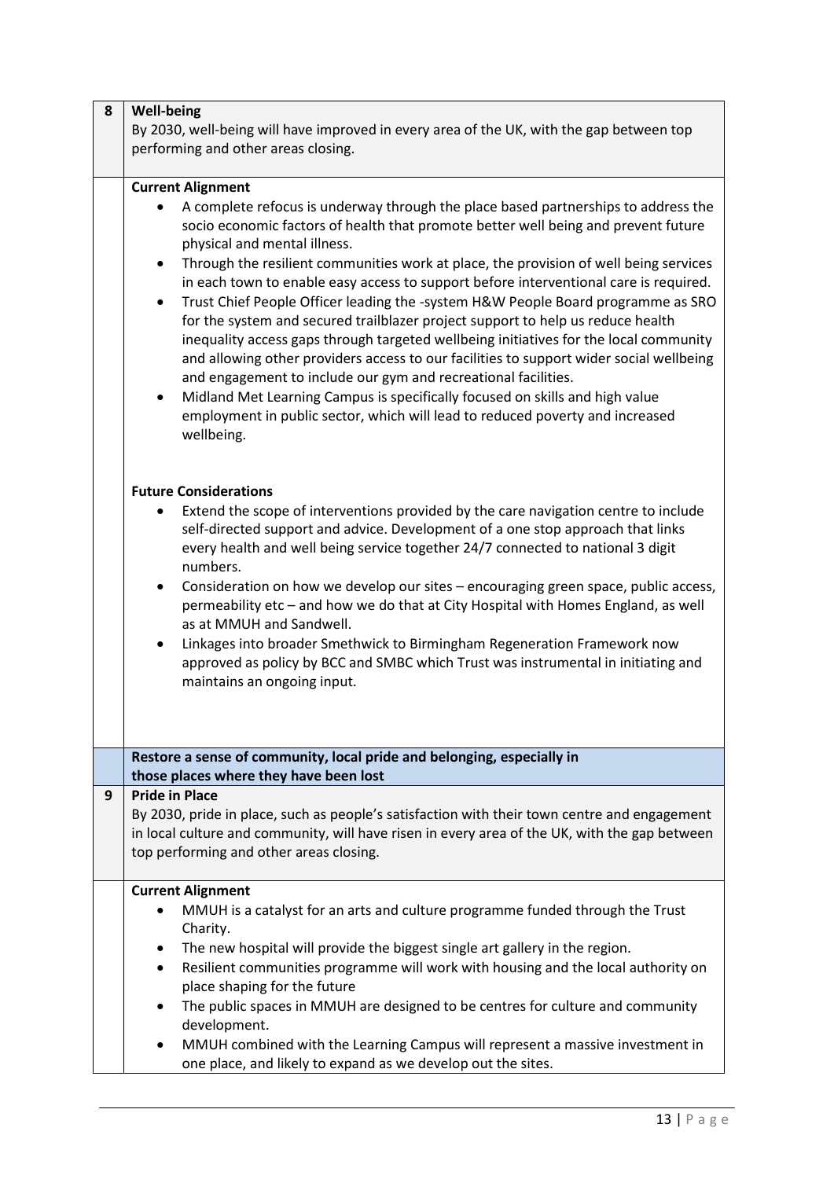| 8 | **Well-being**<br>By 2030, well-being will have improved in every area of the UK, with the gap between top performing and other areas closing. |
|---|---|
| | **Current Alignment**<br>• A complete refocus is underway through the place based partnerships to address the socio economic factors of health that promote better well being and prevent future physical and mental illness.<br>• Through the resilient communities work at place, the provision of well being services in each town to enable easy access to support before interventional care is required.<br>• Trust Chief People Officer leading the -system H&W People Board programme as SRO for the system and secured trailblazer project support to help us reduce health inequality access gaps through targeted wellbeing initiatives for the local community and allowing other providers access to our facilities to support wider social wellbeing and engagement to include our gym and recreational facilities.<br>• Midland Met Learning Campus is specifically focused on skills and high value employment in public sector, which will lead to reduced poverty and increased wellbeing.<br><br>**Future Considerations**<br>• Extend the scope of interventions provided by the care navigation centre to include self-directed support and advice. Development of a one stop approach that links every health and well being service together 24/7 connected to national 3 digit numbers.<br>• Consideration on how we develop our sites – encouraging green space, public access, permeability etc – and how we do that at City Hospital with Homes England, as well as at MMUH and Sandwell.<br>• Linkages into broader Smethwick to Birmingham Regeneration Framework now approved as policy by BCC and SMBC which Trust was instrumental in initiating and maintains an ongoing input. |
| | **Restore a sense of community, local pride and belonging, especially in those places where they have been lost** |
| 9 | **Pride in Place**<br>By 2030, pride in place, such as people's satisfaction with their town centre and engagement in local culture and community, will have risen in every area of the UK, with the gap between top performing and other areas closing. |
| | **Current Alignment**<br>• MMUH is a catalyst for an arts and culture programme funded through the Trust Charity.<br>• The new hospital will provide the biggest single art gallery in the region.<br>• Resilient communities programme will work with housing and the local authority on place shaping for the future<br>• The public spaces in MMUH are designed to be centres for culture and community development.<br>• MMUH combined with the Learning Campus will represent a massive investment in one place, and likely to expand as we develop out the sites. |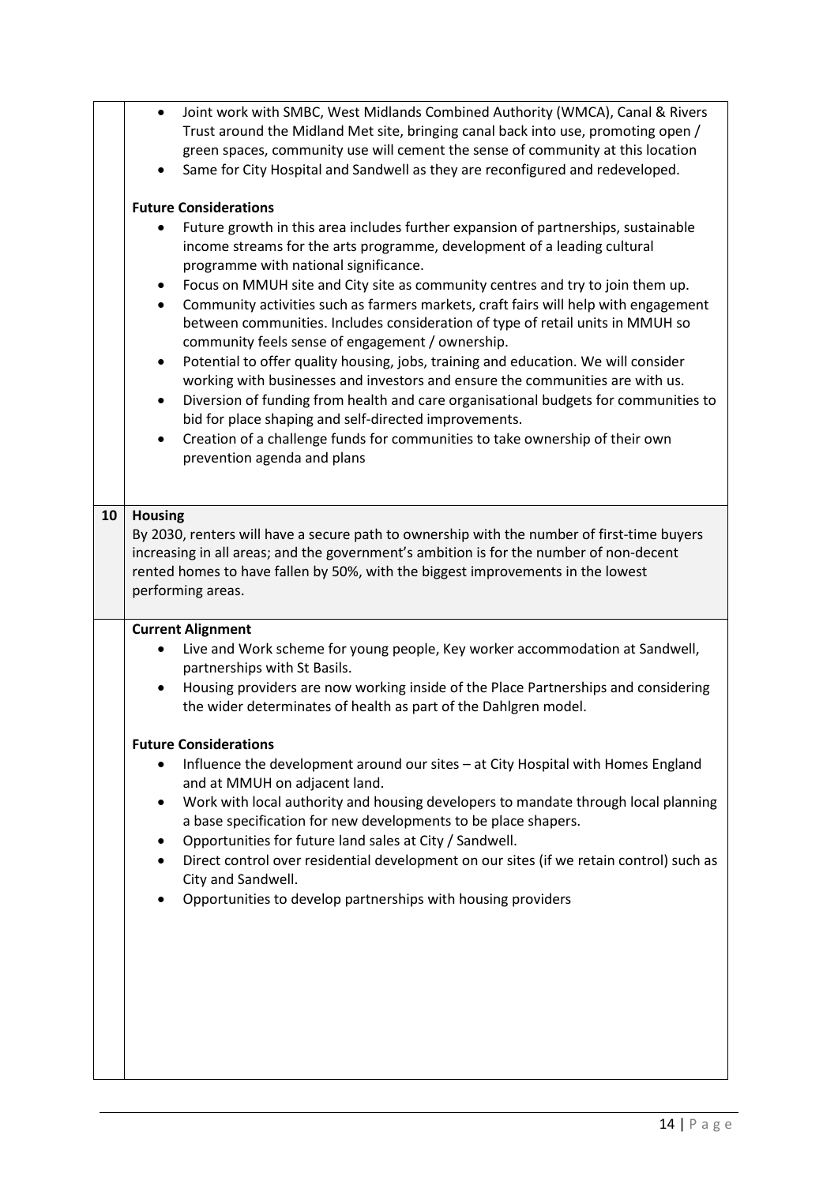|  |  |
|---|---|
|  | • Joint work with SMBC, West Midlands Combined Authority (WMCA), Canal & Rivers Trust around the Midland Met site, bringing canal back into use, promoting open / green spaces, community use will cement the sense of community at this location<br>• Same for City Hospital and Sandwell as they are reconfigured and redeveloped.<br><br>**Future Considerations**<br>• Future growth in this area includes further expansion of partnerships, sustainable income streams for the arts programme, development of a leading cultural programme with national significance.<br>• Focus on MMUH site and City site as community centres and try to join them up.<br>• Community activities such as farmers markets, craft fairs will help with engagement between communities. Includes consideration of type of retail units in MMUH so community feels sense of engagement / ownership.<br>• Potential to offer quality housing, jobs, training and education. We will consider working with businesses and investors and ensure the communities are with us.<br>• Diversion of funding from health and care organisational budgets for communities to bid for place shaping and self-directed improvements.<br>• Creation of a challenge funds for communities to take ownership of their own prevention agenda and plans |
| **10** | **Housing**<br>By 2030, renters will have a secure path to ownership with the number of first-time buyers increasing in all areas; and the government's ambition is for the number of non-decent rented homes to have fallen by 50%, with the biggest improvements in the lowest performing areas. |
|  | **Current Alignment**<br>• Live and Work scheme for young people, Key worker accommodation at Sandwell, partnerships with St Basils.<br>• Housing providers are now working inside of the Place Partnerships and considering the wider determinates of health as part of the Dahlgren model.<br><br>**Future Considerations**<br>• Influence the development around our sites – at City Hospital with Homes England and at MMUH on adjacent land.<br>• Work with local authority and housing developers to mandate through local planning a base specification for new developments to be place shapers.<br>• Opportunities for future land sales at City / Sandwell.<br>• Direct control over residential development on our sites (if we retain control) such as City and Sandwell.<br>• Opportunities to develop partnerships with housing providers |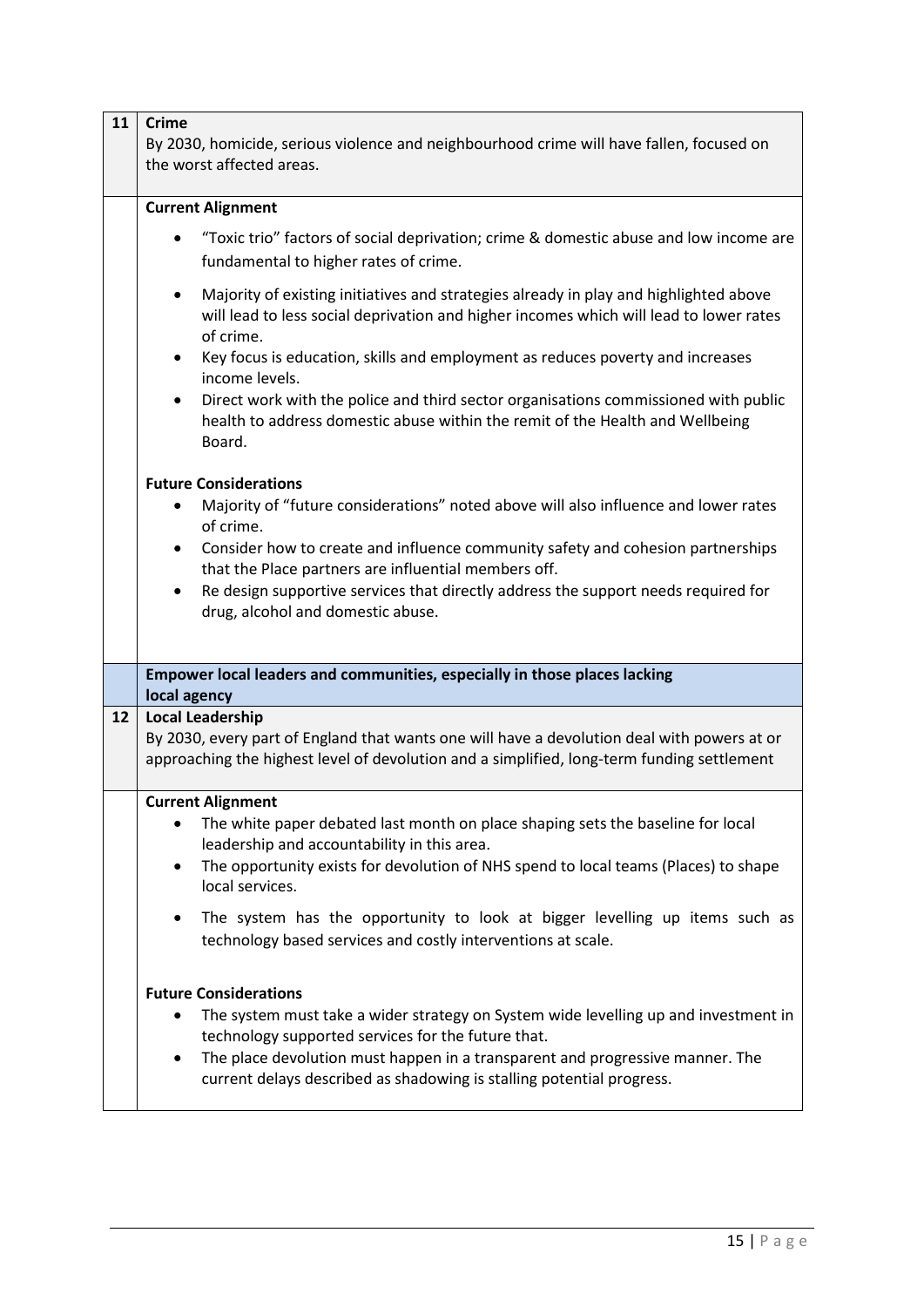| | |
|---|---|
| **11** | **Crime**<br>By 2030, homicide, serious violence and neighbourhood crime will have fallen, focused on the worst affected areas. |
| | **Current Alignment**<br>• "Toxic trio" factors of social deprivation; crime & domestic abuse and low income are fundamental to higher rates of crime.<br>• Majority of existing initiatives and strategies already in play and highlighted above will lead to less social deprivation and higher incomes which will lead to lower rates of crime.<br>• Key focus is education, skills and employment as reduces poverty and increases income levels.<br>• Direct work with the police and third sector organisations commissioned with public health to address domestic abuse within the remit of the Health and Wellbeing Board.<br><br>**Future Considerations**<br>• Majority of "future considerations" noted above will also influence and lower rates of crime.<br>• Consider how to create and influence community safety and cohesion partnerships that the Place partners are influential members off.<br>• Re design supportive services that directly address the support needs required for drug, alcohol and domestic abuse. |
| | **Empower local leaders and communities, especially in those places lacking local agency** |
| **12** | **Local Leadership**<br>By 2030, every part of England that wants one will have a devolution deal with powers at or approaching the highest level of devolution and a simplified, long-term funding settlement |
| | **Current Alignment**<br>• The white paper debated last month on place shaping sets the baseline for local leadership and accountability in this area.<br>• The opportunity exists for devolution of NHS spend to local teams (Places) to shape local services.<br>• The system has the opportunity to look at bigger levelling up items such as technology based services and costly interventions at scale.<br><br>**Future Considerations**<br>• The system must take a wider strategy on System wide levelling up and investment in technology supported services for the future that.<br>• The place devolution must happen in a transparent and progressive manner. The current delays described as shadowing is stalling potential progress. |